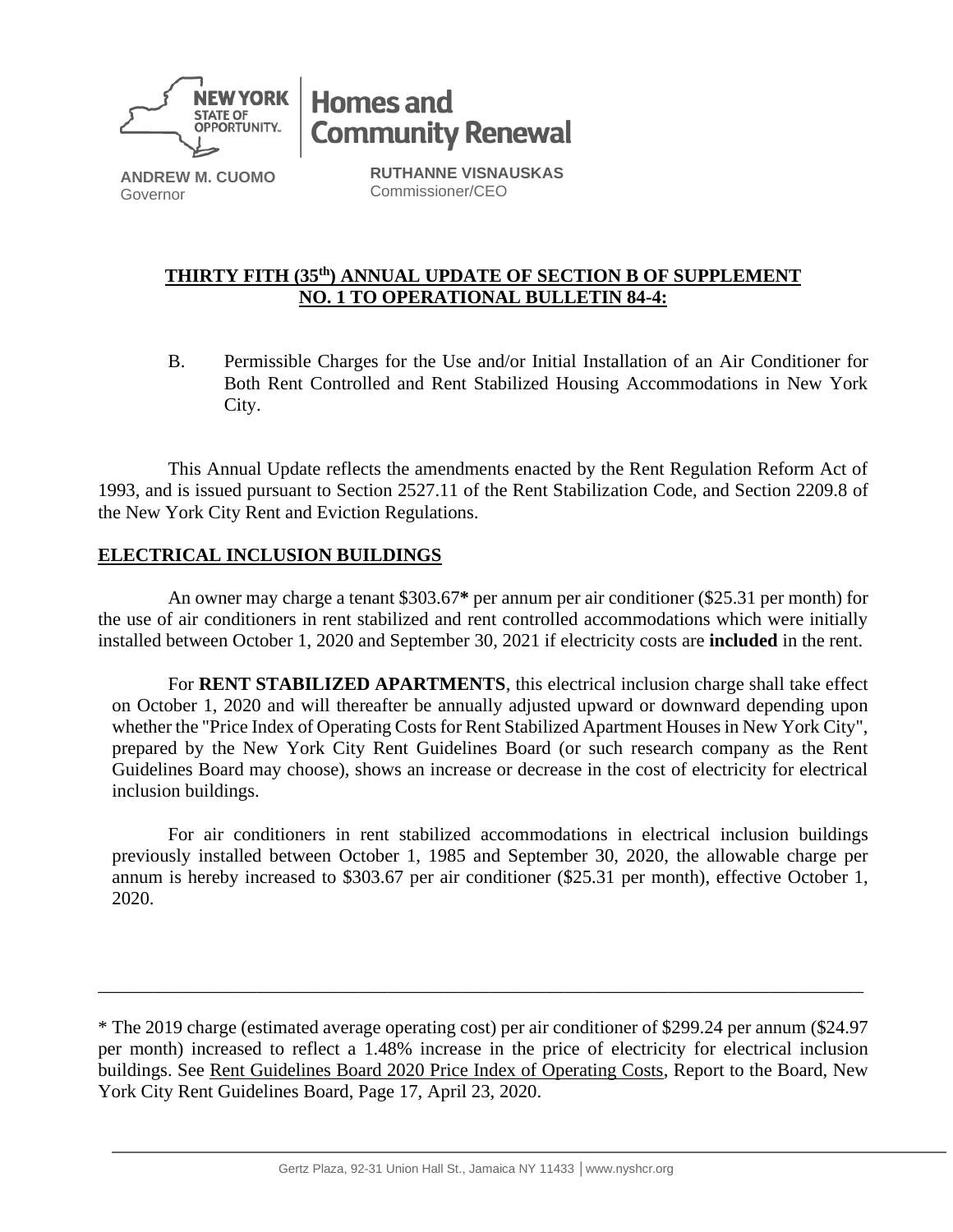NEW YORK STATE OF OPPORTUNITY. | Homes and Community Renewal

**ANDREW M. CUOMO**
Governor

**RUTHANNE VISNAUSKAS**
Commissioner/CEO

## THIRTY FITH (35th) ANNUAL UPDATE OF SECTION B OF SUPPLEMENT NO. 1 TO OPERATIONAL BULLETIN 84-4:

B. Permissible Charges for the Use and/or Initial Installation of an Air Conditioner for Both Rent Controlled and Rent Stabilized Housing Accommodations in New York City.

This Annual Update reflects the amendments enacted by the Rent Regulation Reform Act of 1993, and is issued pursuant to Section 2527.11 of the Rent Stabilization Code, and Section 2209.8 of the New York City Rent and Eviction Regulations.

## ELECTRICAL INCLUSION BUILDINGS

An owner may charge a tenant $303.67**\*** per annum per air conditioner ($25.31 per month) for the use of air conditioners in rent stabilized and rent controlled accommodations which were initially installed between October 1, 2020 and September 30, 2021 if electricity costs are **included** in the rent.

For **RENT STABILIZED APARTMENTS**, this electrical inclusion charge shall take effect on October 1, 2020 and will thereafter be annually adjusted upward or downward depending upon whether the "Price Index of Operating Costs for Rent Stabilized Apartment Houses in New York City", prepared by the New York City Rent Guidelines Board (or such research company as the Rent Guidelines Board may choose), shows an increase or decrease in the cost of electricity for electrical inclusion buildings.

For air conditioners in rent stabilized accommodations in electrical inclusion buildings previously installed between October 1, 1985 and September 30, 2020, the allowable charge per annum is hereby increased to $303.67 per air conditioner ($25.31 per month), effective October 1, 2020.

---

\* The 2019 charge (estimated average operating cost) per air conditioner of $299.24 per annum ($24.97 per month) increased to reflect a 1.48% increase in the price of electricity for electrical inclusion buildings. See Rent Guidelines Board 2020 Price Index of Operating Costs, Report to the Board, New York City Rent Guidelines Board, Page 17, April 23, 2020.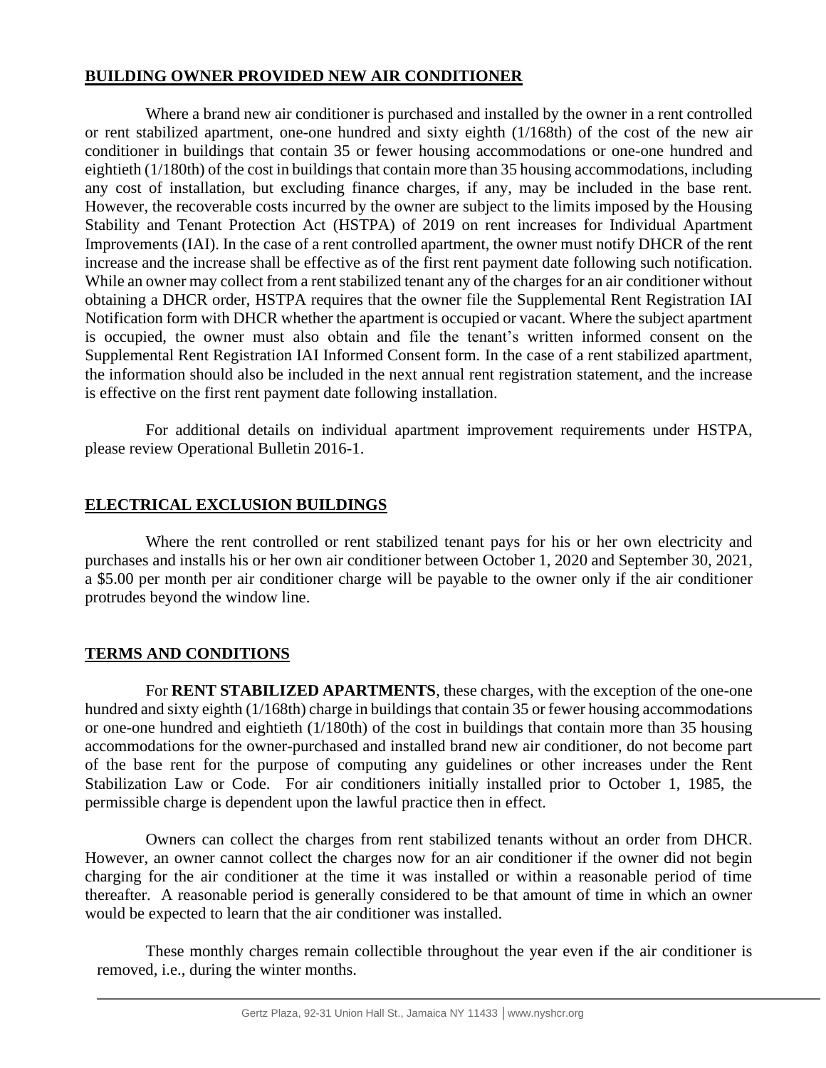## BUILDING OWNER PROVIDED NEW AIR CONDITIONER

Where a brand new air conditioner is purchased and installed by the owner in a rent controlled or rent stabilized apartment, one-one hundred and sixty eighth (1/168th) of the cost of the new air conditioner in buildings that contain 35 or fewer housing accommodations or one-one hundred and eightieth (1/180th) of the cost in buildings that contain more than 35 housing accommodations, including any cost of installation, but excluding finance charges, if any, may be included in the base rent. However, the recoverable costs incurred by the owner are subject to the limits imposed by the Housing Stability and Tenant Protection Act (HSTPA) of 2019 on rent increases for Individual Apartment Improvements (IAI). In the case of a rent controlled apartment, the owner must notify DHCR of the rent increase and the increase shall be effective as of the first rent payment date following such notification. While an owner may collect from a rent stabilized tenant any of the charges for an air conditioner without obtaining a DHCR order, HSTPA requires that the owner file the Supplemental Rent Registration IAI Notification form with DHCR whether the apartment is occupied or vacant. Where the subject apartment is occupied, the owner must also obtain and file the tenant's written informed consent on the Supplemental Rent Registration IAI Informed Consent form. In the case of a rent stabilized apartment, the information should also be included in the next annual rent registration statement, and the increase is effective on the first rent payment date following installation.

For additional details on individual apartment improvement requirements under HSTPA, please review Operational Bulletin 2016-1.

## ELECTRICAL EXCLUSION BUILDINGS

Where the rent controlled or rent stabilized tenant pays for his or her own electricity and purchases and installs his or her own air conditioner between October 1, 2020 and September 30, 2021, a $5.00 per month per air conditioner charge will be payable to the owner only if the air conditioner protrudes beyond the window line.

## TERMS AND CONDITIONS

For **RENT STABILIZED APARTMENTS**, these charges, with the exception of the one-one hundred and sixty eighth (1/168th) charge in buildings that contain 35 or fewer housing accommodations or one-one hundred and eightieth (1/180th) of the cost in buildings that contain more than 35 housing accommodations for the owner-purchased and installed brand new air conditioner, do not become part of the base rent for the purpose of computing any guidelines or other increases under the Rent Stabilization Law or Code. For air conditioners initially installed prior to October 1, 1985, the permissible charge is dependent upon the lawful practice then in effect.

Owners can collect the charges from rent stabilized tenants without an order from DHCR. However, an owner cannot collect the charges now for an air conditioner if the owner did not begin charging for the air conditioner at the time it was installed or within a reasonable period of time thereafter. A reasonable period is generally considered to be that amount of time in which an owner would be expected to learn that the air conditioner was installed.

These monthly charges remain collectible throughout the year even if the air conditioner is removed, i.e., during the winter months.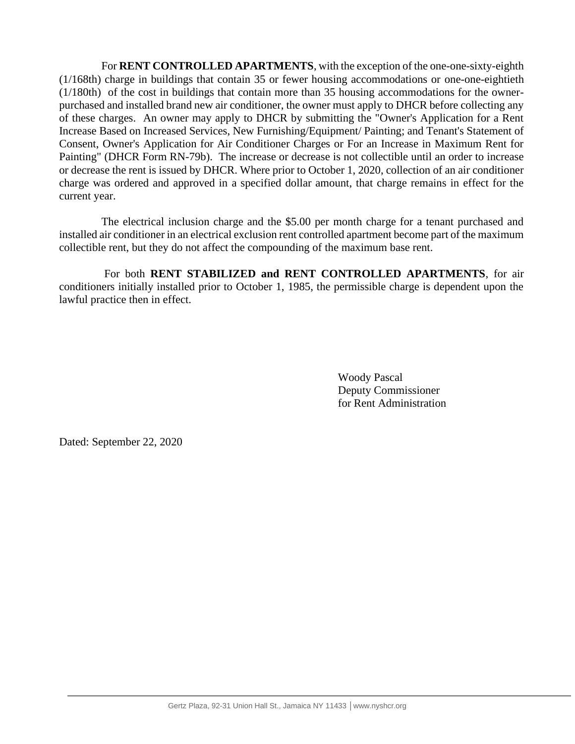For **RENT CONTROLLED APARTMENTS**, with the exception of the one-one-sixty-eighth (1/168th) charge in buildings that contain 35 or fewer housing accommodations or one-one-eightieth (1/180th) of the cost in buildings that contain more than 35 housing accommodations for the owner-purchased and installed brand new air conditioner, the owner must apply to DHCR before collecting any of these charges. An owner may apply to DHCR by submitting the "Owner's Application for a Rent Increase Based on Increased Services, New Furnishing/Equipment/ Painting; and Tenant's Statement of Consent, Owner's Application for Air Conditioner Charges or For an Increase in Maximum Rent for Painting" (DHCR Form RN-79b). The increase or decrease is not collectible until an order to increase or decrease the rent is issued by DHCR. Where prior to October 1, 2020, collection of an air conditioner charge was ordered and approved in a specified dollar amount, that charge remains in effect for the current year.

The electrical inclusion charge and the $5.00 per month charge for a tenant purchased and installed air conditioner in an electrical exclusion rent controlled apartment become part of the maximum collectible rent, but they do not affect the compounding of the maximum base rent.

For both **RENT STABILIZED and RENT CONTROLLED APARTMENTS**, for air conditioners initially installed prior to October 1, 1985, the permissible charge is dependent upon the lawful practice then in effect.

Woody Pascal
Deputy Commissioner
for Rent Administration

Dated: September 22, 2020